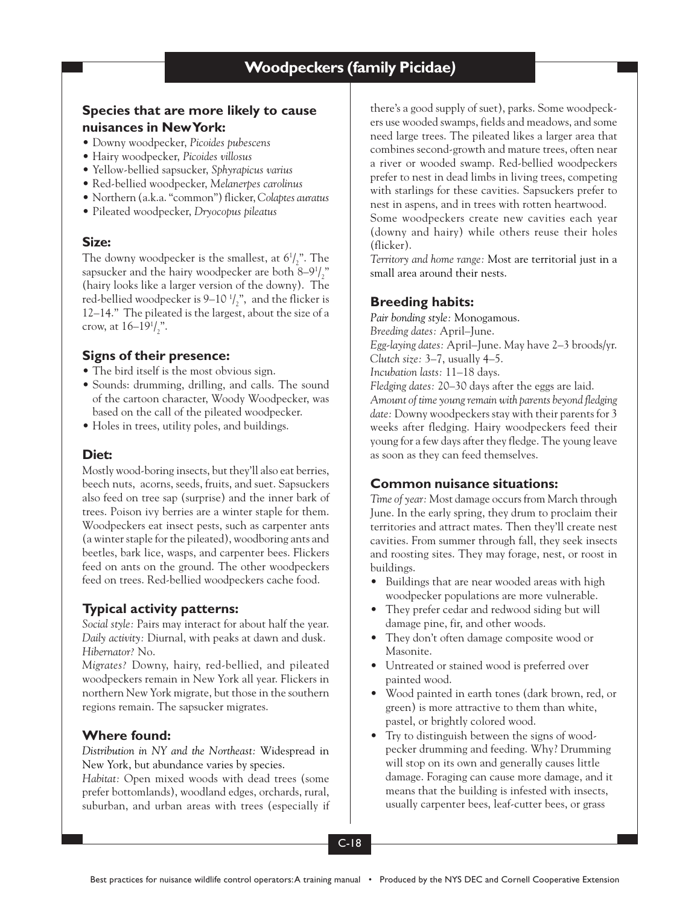# Woodpeckers (family Picidae)

## Species that are more likely to cause nuisances in New York:

- Downy woodpecker, *Picoides pubescens*
- Hairy woodpecker, *Picoides villosus*
- Yellow-bellied sapsucker, *Sphyrapicus varius*
- Red-bellied woodpecker, *Melanerpes carolinus*
- Northern (a.k.a. "common") flicker, *Colaptes auratus*
- Pileated woodpecker, *Dryocopus pileatus*

## Size:

The downy woodpecker is the smallest, at 6 1/2". The sapsucker and the hairy woodpecker are both 8–9 1/2" (hairy looks like a larger version of the downy). The red-bellied woodpecker is 9–10 1/2", and the flicker is 12–14." The pileated is the largest, about the size of a crow, at 16–19 1/2".

## Signs of their presence:

- The bird itself is the most obvious sign.
- Sounds: drumming, drilling, and calls. The sound of the cartoon character, Woody Woodpecker, was based on the call of the pileated woodpecker.
- Holes in trees, utility poles, and buildings.

## Diet:

Mostly wood-boring insects, but they'll also eat berries, beech nuts, acorns, seeds, fruits, and suet. Sapsuckers also feed on tree sap (surprise) and the inner bark of trees. Poison ivy berries are a winter staple for them. Woodpeckers eat insect pests, such as carpenter ants (a winter staple for the pileated), woodboring ants and beetles, bark lice, wasps, and carpenter bees. Flickers feed on ants on the ground. The other woodpeckers feed on trees. Red-bellied woodpeckers cache food.

## Typical activity patterns:

*Social style:* Pairs may interact for about half the year.
*Daily activity:* Diurnal, with peaks at dawn and dusk.
*Hibernator?* No.
*Migrates?* Downy, hairy, red-bellied, and pileated woodpeckers remain in New York all year. Flickers in northern New York migrate, but those in the southern regions remain. The sapsucker migrates.

## Where found:

*Distribution in NY and the Northeast:* Widespread in New York, but abundance varies by species.
*Habitat:* Open mixed woods with dead trees (some prefer bottomlands), woodland edges, orchards, rural, suburban, and urban areas with trees (especially if there's a good supply of suet), parks. Some woodpeckers use wooded swamps, fields and meadows, and some need large trees. The pileated likes a larger area that combines second-growth and mature trees, often near a river or wooded swamp. Red-bellied woodpeckers prefer to nest in dead limbs in living trees, competing with starlings for these cavities. Sapsuckers prefer to nest in aspens, and in trees with rotten heartwood.
Some woodpeckers create new cavities each year (downy and hairy) while others reuse their holes (flicker).
*Territory and home range:* Most are territorial just in a small area around their nests.

## Breeding habits:

*Pair bonding style:* Monogamous.
*Breeding dates:* April–June.
*Egg-laying dates:* April–June. May have 2–3 broods/yr.
*Clutch size:* 3–7, usually 4–5.
*Incubation lasts:* 11–18 days.
*Fledging dates:* 20–30 days after the eggs are laid.
*Amount of time young remain with parents beyond fledging date:* Downy woodpeckers stay with their parents for 3 weeks after fledging. Hairy woodpeckers feed their young for a few days after they fledge. The young leave as soon as they can feed themselves.

## Common nuisance situations:

*Time of year:* Most damage occurs from March through June. In the early spring, they drum to proclaim their territories and attract mates. Then they'll create nest cavities. From summer through fall, they seek insects and roosting sites. They may forage, nest, or roost in buildings.

- Buildings that are near wooded areas with high woodpecker populations are more vulnerable.
- They prefer cedar and redwood siding but will damage pine, fir, and other woods.
- They don't often damage composite wood or Masonite.
- Untreated or stained wood is preferred over painted wood.
- Wood painted in earth tones (dark brown, red, or green) is more attractive to them than white, pastel, or brightly colored wood.
- Try to distinguish between the signs of woodpecker drumming and feeding. Why? Drumming will stop on its own and generally causes little damage. Foraging can cause more damage, and it means that the building is infested with insects, usually carpenter bees, leaf-cutter bees, or grass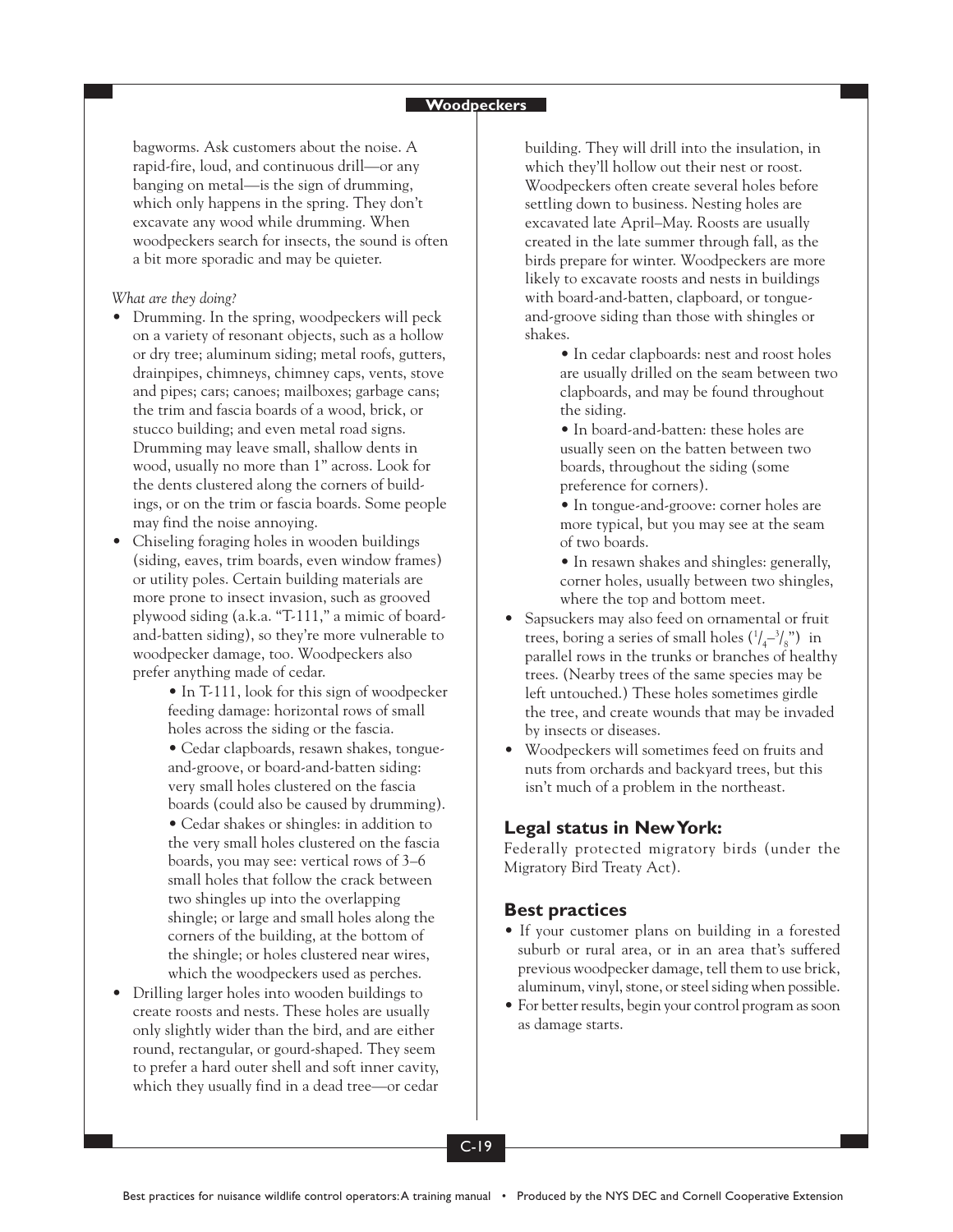bagworms. Ask customers about the noise. A rapid-fire, loud, and continuous drill—or any banging on metal—is the sign of drumming, which only happens in the spring. They don't excavate any wood while drumming. When woodpeckers search for insects, the sound is often a bit more sporadic and may be quieter.

*What are they doing?*

- Drumming. In the spring, woodpeckers will peck on a variety of resonant objects, such as a hollow or dry tree; aluminum siding; metal roofs, gutters, drainpipes, chimneys, chimney caps, vents, stove and pipes; cars; canoes; mailboxes; garbage cans; the trim and fascia boards of a wood, brick, or stucco building; and even metal road signs. Drumming may leave small, shallow dents in wood, usually no more than 1" across. Look for the dents clustered along the corners of buildings, or on the trim or fascia boards. Some people may find the noise annoying.
- Chiseling foraging holes in wooden buildings (siding, eaves, trim boards, even window frames) or utility poles. Certain building materials are more prone to insect invasion, such as grooved plywood siding (a.k.a. "T-111," a mimic of board-and-batten siding), so they're more vulnerable to woodpecker damage, too. Woodpeckers also prefer anything made of cedar.
    - In T-111, look for this sign of woodpecker feeding damage: horizontal rows of small holes across the siding or the fascia.
    - Cedar clapboards, resawn shakes, tongue-and-groove, or board-and-batten siding: very small holes clustered on the fascia boards (could also be caused by drumming).
    - Cedar shakes or shingles: in addition to the very small holes clustered on the fascia boards, you may see: vertical rows of 3–6 small holes that follow the crack between two shingles up into the overlapping shingle; or large and small holes along the corners of the building, at the bottom of the shingle; or holes clustered near wires, which the woodpeckers used as perches.
- Drilling larger holes into wooden buildings to create roosts and nests. These holes are usually only slightly wider than the bird, and are either round, rectangular, or gourd-shaped. They seem to prefer a hard outer shell and soft inner cavity, which they usually find in a dead tree—or cedar building. They will drill into the insulation, in which they'll hollow out their nest or roost. Woodpeckers often create several holes before settling down to business. Nesting holes are excavated late April–May. Roosts are usually created in the late summer through fall, as the birds prepare for winter. Woodpeckers are more likely to excavate roosts and nests in buildings with board-and-batten, clapboard, or tongue-and-groove siding than those with shingles or shakes.
    - In cedar clapboards: nest and roost holes are usually drilled on the seam between two clapboards, and may be found throughout the siding.
    - In board-and-batten: these holes are usually seen on the batten between two boards, throughout the siding (some preference for corners).
    - In tongue-and-groove: corner holes are more typical, but you may see at the seam of two boards.
    - In resawn shakes and shingles: generally, corner holes, usually between two shingles, where the top and bottom meet.
- Sapsuckers may also feed on ornamental or fruit trees, boring a series of small holes ($^1/_4$–$^3/_8$") in parallel rows in the trunks or branches of healthy trees. (Nearby trees of the same species may be left untouched.) These holes sometimes girdle the tree, and create wounds that may be invaded by insects or diseases.
- Woodpeckers will sometimes feed on fruits and nuts from orchards and backyard trees, but this isn't much of a problem in the northeast.

## Legal status in New York:

Federally protected migratory birds (under the Migratory Bird Treaty Act).

## Best practices

- If your customer plans on building in a forested suburb or rural area, or in an area that's suffered previous woodpecker damage, tell them to use brick, aluminum, vinyl, stone, or steel siding when possible.
- For better results, begin your control program as soon as damage starts.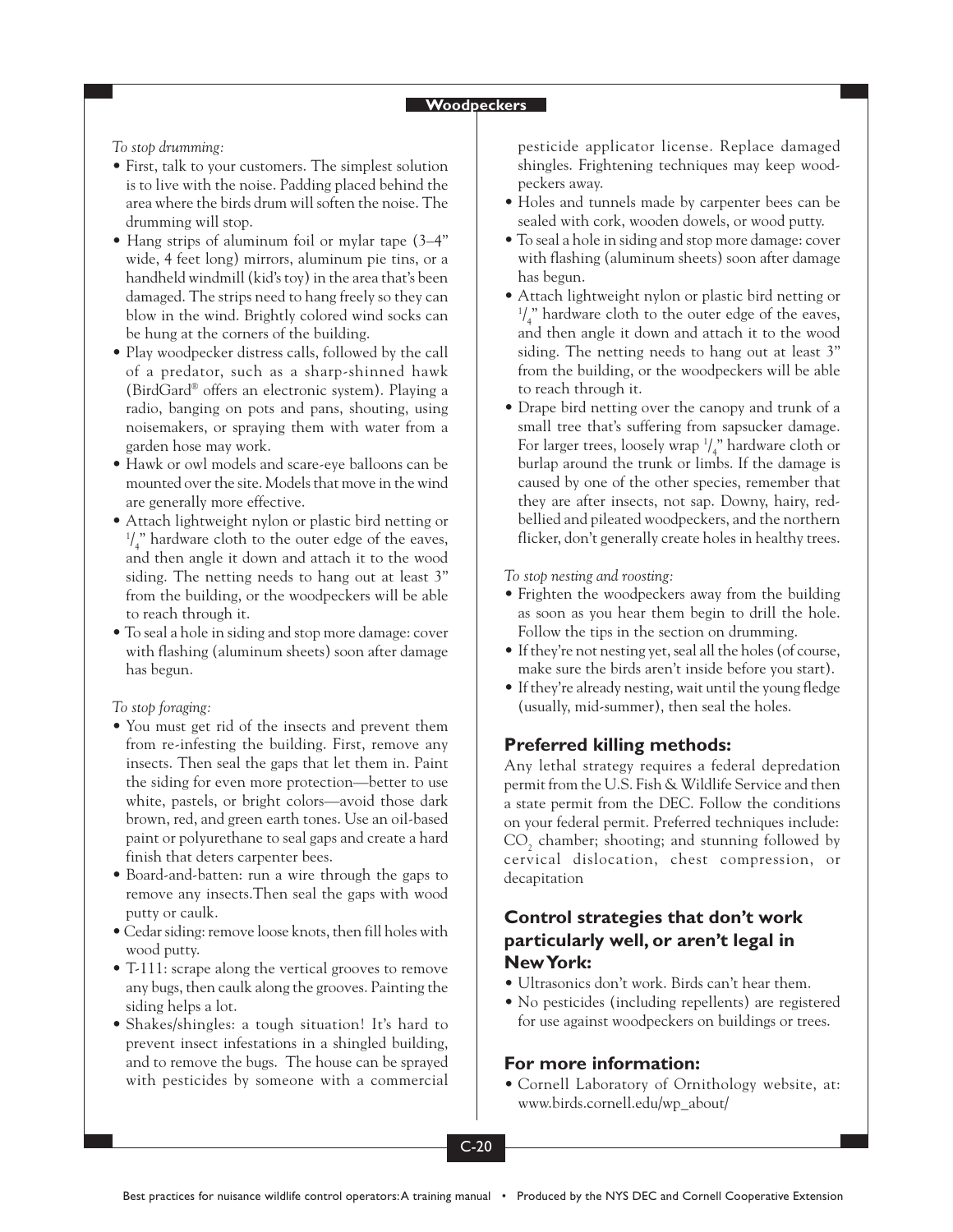*To stop drumming:*

- First, talk to your customers. The simplest solution is to live with the noise. Padding placed behind the area where the birds drum will soften the noise. The drumming will stop.
- Hang strips of aluminum foil or mylar tape (3–4" wide, 4 feet long) mirrors, aluminum pie tins, or a handheld windmill (kid's toy) in the area that's been damaged. The strips need to hang freely so they can blow in the wind. Brightly colored wind socks can be hung at the corners of the building.
- Play woodpecker distress calls, followed by the call of a predator, such as a sharp-shinned hawk (BirdGard® offers an electronic system). Playing a radio, banging on pots and pans, shouting, using noisemakers, or spraying them with water from a garden hose may work.
- Hawk or owl models and scare-eye balloons can be mounted over the site. Models that move in the wind are generally more effective.
- Attach lightweight nylon or plastic bird netting or 1/4" hardware cloth to the outer edge of the eaves, and then angle it down and attach it to the wood siding. The netting needs to hang out at least 3" from the building, or the woodpeckers will be able to reach through it.
- To seal a hole in siding and stop more damage: cover with flashing (aluminum sheets) soon after damage has begun.

*To stop foraging:*

- You must get rid of the insects and prevent them from re-infesting the building. First, remove any insects. Then seal the gaps that let them in. Paint the siding for even more protection—better to use white, pastels, or bright colors—avoid those dark brown, red, and green earth tones. Use an oil-based paint or polyurethane to seal gaps and create a hard finish that deters carpenter bees.
- Board-and-batten: run a wire through the gaps to remove any insects.Then seal the gaps with wood putty or caulk.
- Cedar siding: remove loose knots, then fill holes with wood putty.
- T-111: scrape along the vertical grooves to remove any bugs, then caulk along the grooves. Painting the siding helps a lot.
- Shakes/shingles: a tough situation! It's hard to prevent insect infestations in a shingled building, and to remove the bugs. The house can be sprayed with pesticides by someone with a commercial pesticide applicator license. Replace damaged shingles. Frightening techniques may keep woodpeckers away.
- Holes and tunnels made by carpenter bees can be sealed with cork, wooden dowels, or wood putty.
- To seal a hole in siding and stop more damage: cover with flashing (aluminum sheets) soon after damage has begun.
- Attach lightweight nylon or plastic bird netting or 1/4" hardware cloth to the outer edge of the eaves, and then angle it down and attach it to the wood siding. The netting needs to hang out at least 3" from the building, or the woodpeckers will be able to reach through it.
- Drape bird netting over the canopy and trunk of a small tree that's suffering from sapsucker damage. For larger trees, loosely wrap 1/4" hardware cloth or burlap around the trunk or limbs. If the damage is caused by one of the other species, remember that they are after insects, not sap. Downy, hairy, red-bellied and pileated woodpeckers, and the northern flicker, don't generally create holes in healthy trees.

*To stop nesting and roosting:*

- Frighten the woodpeckers away from the building as soon as you hear them begin to drill the hole. Follow the tips in the section on drumming.
- If they're not nesting yet, seal all the holes (of course, make sure the birds aren't inside before you start).
- If they're already nesting, wait until the young fledge (usually, mid-summer), then seal the holes.

## Preferred killing methods:

Any lethal strategy requires a federal depredation permit from the U.S. Fish & Wildlife Service and then a state permit from the DEC. Follow the conditions on your federal permit. Preferred techniques include: $CO_2$ chamber; shooting; and stunning followed by cervical dislocation, chest compression, or decapitation

## Control strategies that don't work particularly well, or aren't legal in New York:

- Ultrasonics don't work. Birds can't hear them.
- No pesticides (including repellents) are registered for use against woodpeckers on buildings or trees.

## For more information:

- Cornell Laboratory of Ornithology website, at: www.birds.cornell.edu/wp_about/